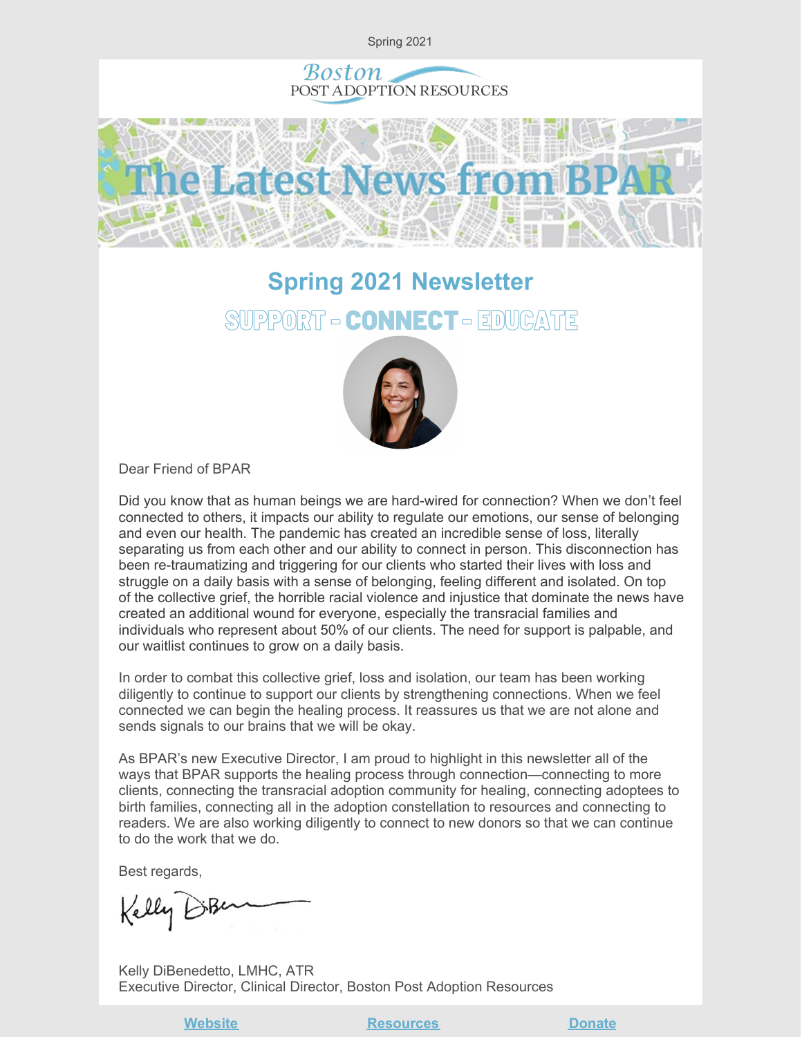Spring 2021

Boston Post Adoption Resources

# The Latest News from BPAR

## Spring 2021 Newsletter

### SUPPORT - CONNECT - EDUCATE

Dear Friend of BPAR

Did you know that as human beings we are hard-wired for connection? When we don't feel connected to others, it impacts our ability to regulate our emotions, our sense of belonging and even our health. The pandemic has created an incredible sense of loss, literally separating us from each other and our ability to connect in person. This disconnection has been re-traumatizing and triggering for our clients who started their lives with loss and struggle on a daily basis with a sense of belonging, feeling different and isolated. On top of the collective grief, the horrible racial violence and injustice that dominate the news have created an additional wound for everyone, especially the transracial families and individuals who represent about 50% of our clients. The need for support is palpable, and our waitlist continues to grow on a daily basis.

In order to combat this collective grief, loss and isolation, our team has been working diligently to continue to support our clients by strengthening connections. When we feel connected we can begin the healing process. It reassures us that we are not alone and sends signals to our brains that we will be okay.

As BPAR's new Executive Director, I am proud to highlight in this newsletter all of the ways that BPAR supports the healing process through connection—connecting to more clients, connecting the transracial adoption community for healing, connecting adoptees to birth families, connecting all in the adoption constellation to resources and connecting to readers. We are also working diligently to connect to new donors so that we can continue to do the work that we do.

Best regards,

Kelly DiBenedetto, LMHC, ATR
Executive Director, Clinical Director, Boston Post Adoption Resources

**Website** | **Resources** | **Donate**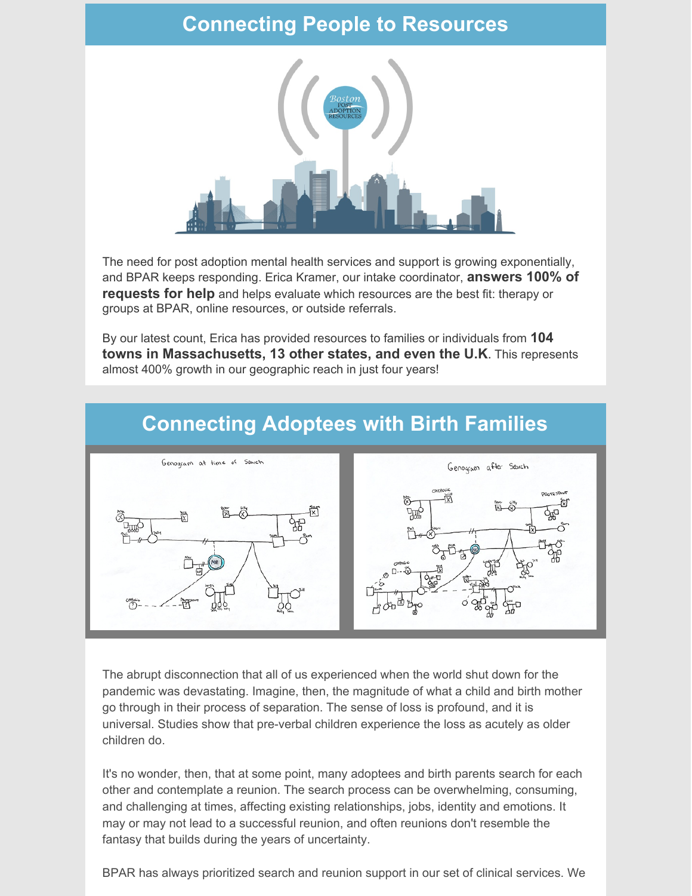## Connecting People to Resources

The need for post adoption mental health services and support is growing exponentially, and BPAR keeps responding. Erica Kramer, our intake coordinator, **answers 100% of requests for help** and helps evaluate which resources are the best fit: therapy or groups at BPAR, online resources, or outside referrals.

By our latest count, Erica has provided resources to families or individuals from **104 towns in Massachusetts, 13 other states, and even the U.K**. This represents almost 400% growth in our geographic reach in just four years!

## Connecting Adoptees with Birth Families

The abrupt disconnection that all of us experienced when the world shut down for the pandemic was devastating. Imagine, then, the magnitude of what a child and birth mother go through in their process of separation. The sense of loss is profound, and it is universal. Studies show that pre-verbal children experience the loss as acutely as older children do.

It's no wonder, then, that at some point, many adoptees and birth parents search for each other and contemplate a reunion. The search process can be overwhelming, consuming, and challenging at times, affecting existing relationships, jobs, identity and emotions. It may or may not lead to a successful reunion, and often reunions don't resemble the fantasy that builds during the years of uncertainty.

BPAR has always prioritized search and reunion support in our set of clinical services. We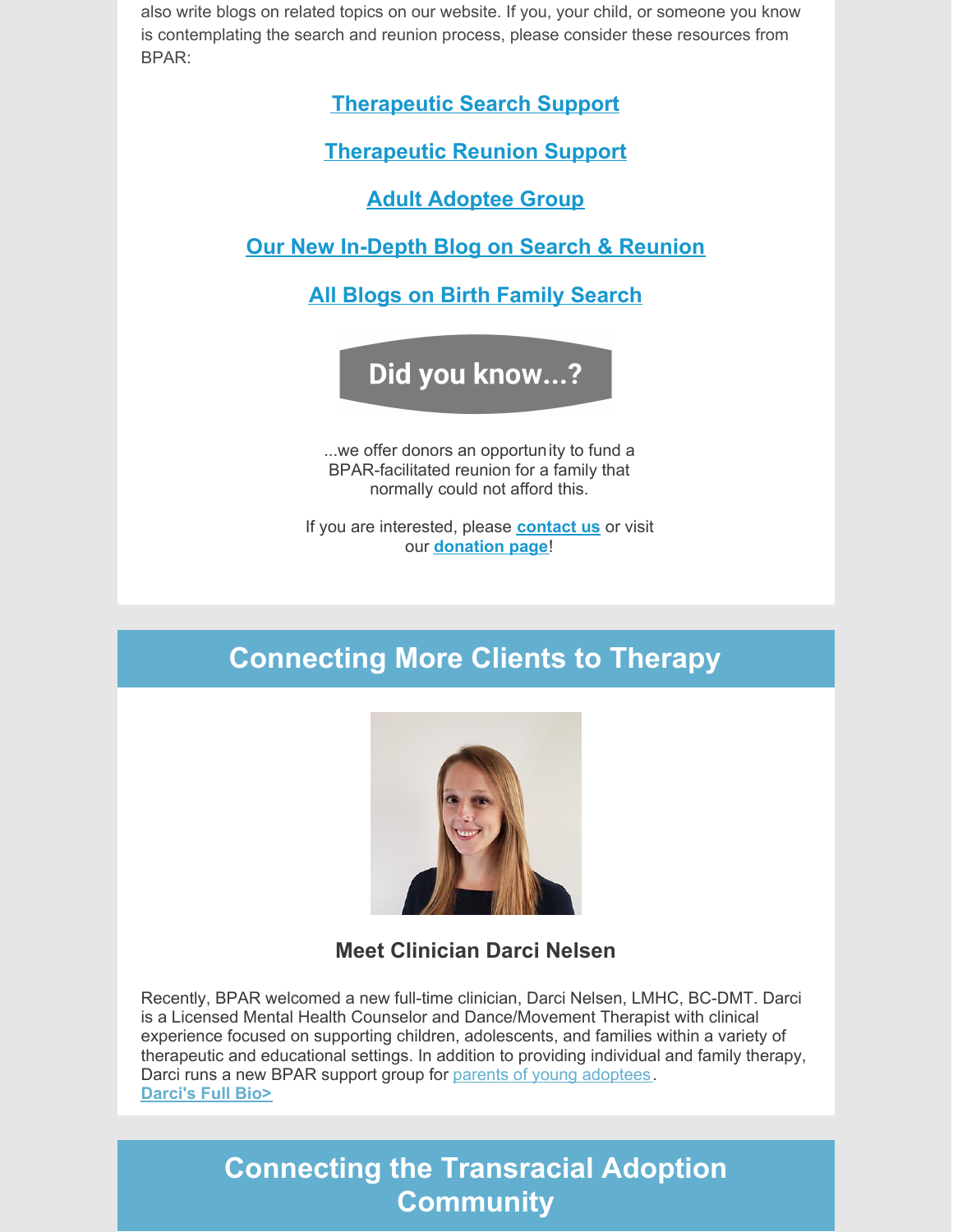also write blogs on related topics on our website. If you, your child, or someone you know is contemplating the search and reunion process, please consider these resources from BPAR:

**Therapeutic Search Support**

**Therapeutic Reunion Support**

**Adult Adoptee Group**

**Our New In-Depth Blog on Search & Reunion**

**All Blogs on Birth Family Search**

**Did you know...?**

...we offer donors an opportunity to fund a BPAR-facilitated reunion for a family that normally could not afford this.

If you are interested, please **contact us** or visit our **donation page**!

## Connecting More Clients to Therapy

### Meet Clinician Darci Nelsen

Recently, BPAR welcomed a new full-time clinician, Darci Nelsen, LMHC, BC-DMT. Darci is a Licensed Mental Health Counselor and Dance/Movement Therapist with clinical experience focused on supporting children, adolescents, and families within a variety of therapeutic and educational settings. In addition to providing individual and family therapy, Darci runs a new BPAR support group for parents of young adoptees.

**Darci's Full Bio>**

## Connecting the Transracial Adoption Community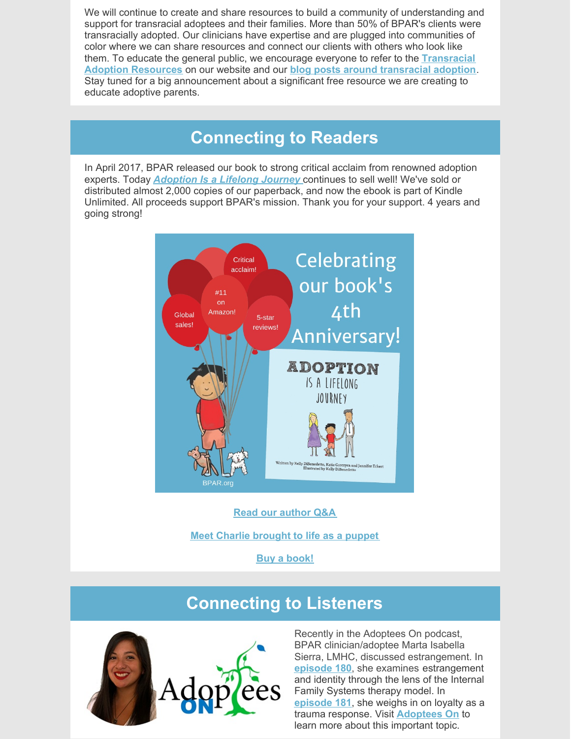We will continue to create and share resources to build a community of understanding and support for transracial adoptees and their families. More than 50% of BPAR's clients were transracially adopted. Our clinicians have expertise and are plugged into communities of color where we can share resources and connect our clients with others who look like them. To educate the general public, we encourage everyone to refer to the **Transracial Adoption Resources** on our website and our **blog posts around transracial adoption**. Stay tuned for a big announcement about a significant free resource we are creating to educate adoptive parents.

## Connecting to Readers

In April 2017, BPAR released our book to strong critical acclaim from renowned adoption experts. Today ***Adoption Is a Lifelong Journey*** continues to sell well! We've sold or distributed almost 2,000 copies of our paperback, and now the ebook is part of Kindle Unlimited. All proceeds support BPAR's mission. Thank you for your support. 4 years and going strong!

**Read our author Q&A**

**Meet Charlie brought to life as a puppet**

**Buy a book!**

## Connecting to Listeners

Recently in the Adoptees On podcast, BPAR clinician/adoptee Marta Isabella Sierra, LMHC, discussed estrangement. In **episode 180**, she examines estrangement and identity through the lens of the Internal Family Systems therapy model. In **episode 181**, she weighs in on loyalty as a trauma response. Visit **Adoptees On** to learn more about this important topic.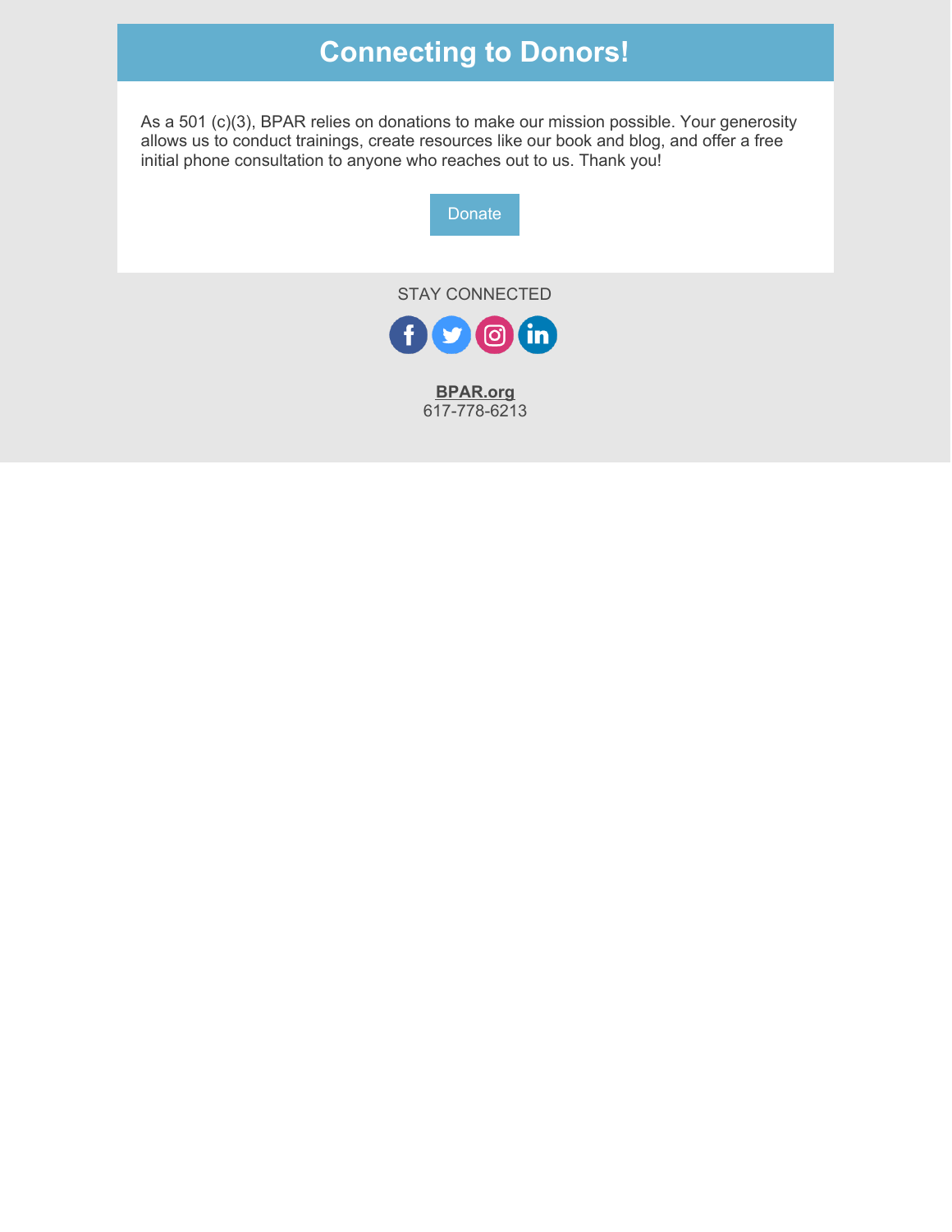# Connecting to Donors!

As a 501 (c)(3), BPAR relies on donations to make our mission possible. Your generosity allows us to conduct trainings, create resources like our book and blog, and offer a free initial phone consultation to anyone who reaches out to us. Thank you!

Donate

STAY CONNECTED

**BPAR.org**
617-778-6213